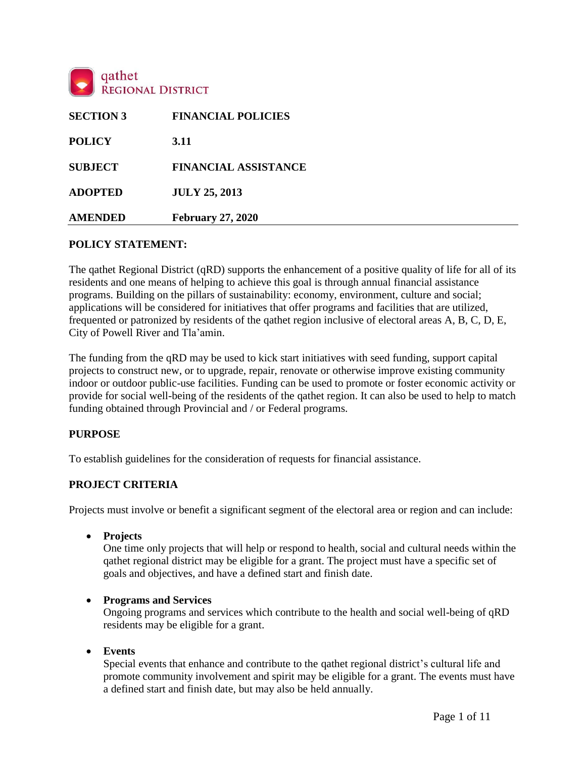qathet
REGIONAL DISTRICT

| | |
|---|---|
| **SECTION 3** | **FINANCIAL POLICIES** |
| **POLICY** | **3.11** |
| **SUBJECT** | **FINANCIAL ASSISTANCE** |
| **ADOPTED** | **JULY 25, 2013** |
| **AMENDED** | **February 27, 2020** |

## POLICY STATEMENT:

The qathet Regional District (qRD) supports the enhancement of a positive quality of life for all of its residents and one means of helping to achieve this goal is through annual financial assistance programs. Building on the pillars of sustainability: economy, environment, culture and social; applications will be considered for initiatives that offer programs and facilities that are utilized, frequented or patronized by residents of the qathet region inclusive of electoral areas A, B, C, D, E, City of Powell River and Tla'amin.

The funding from the qRD may be used to kick start initiatives with seed funding, support capital projects to construct new, or to upgrade, repair, renovate or otherwise improve existing community indoor or outdoor public-use facilities. Funding can be used to promote or foster economic activity or provide for social well-being of the residents of the qathet region. It can also be used to help to match funding obtained through Provincial and / or Federal programs.

## PURPOSE

To establish guidelines for the consideration of requests for financial assistance.

## PROJECT CRITERIA

Projects must involve or benefit a significant segment of the electoral area or region and can include:

- **Projects**
  One time only projects that will help or respond to health, social and cultural needs within the qathet regional district may be eligible for a grant. The project must have a specific set of goals and objectives, and have a defined start and finish date.

- **Programs and Services**
  Ongoing programs and services which contribute to the health and social well-being of qRD residents may be eligible for a grant.

- **Events**
  Special events that enhance and contribute to the qathet regional district's cultural life and promote community involvement and spirit may be eligible for a grant. The events must have a defined start and finish date, but may also be held annually.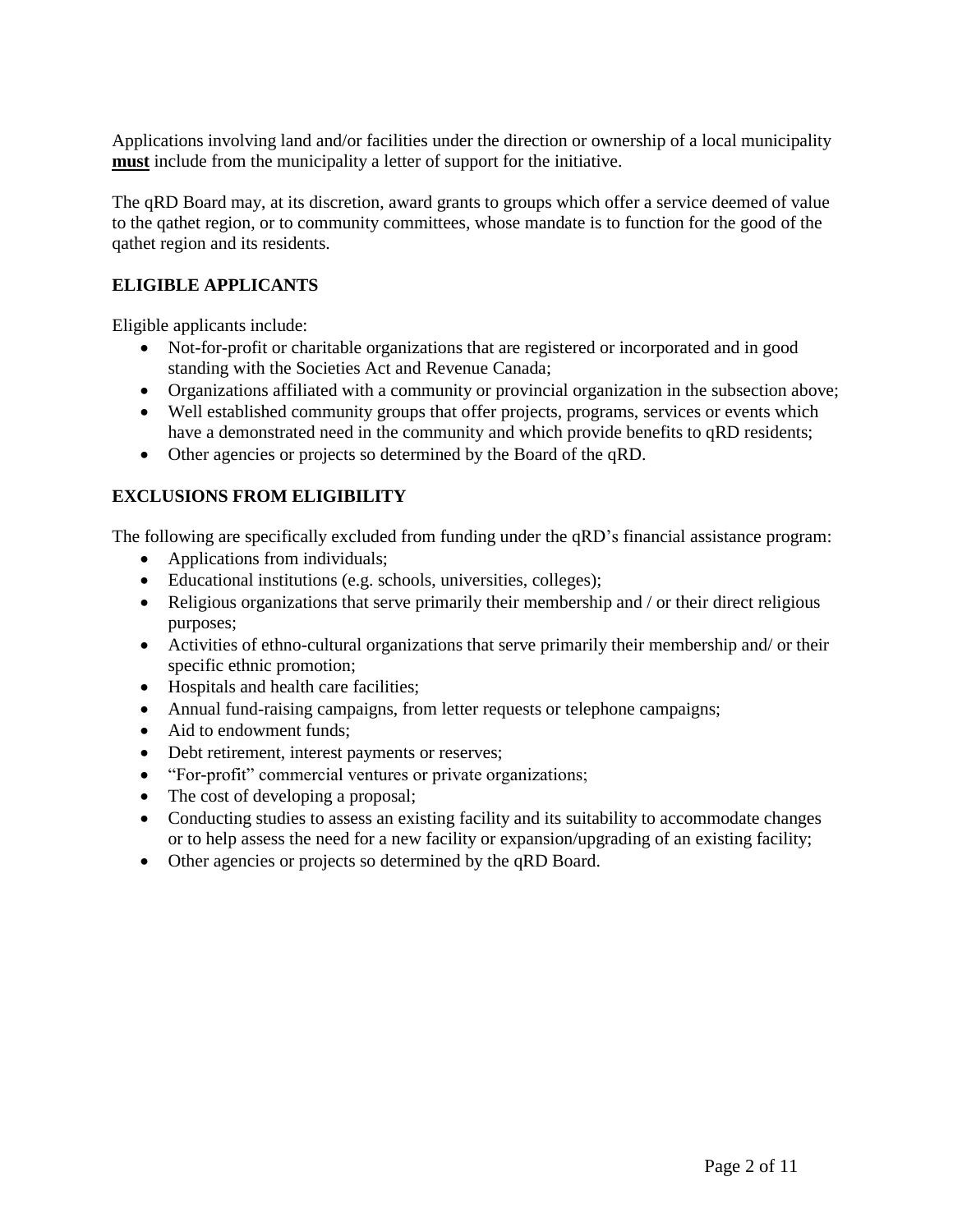Applications involving land and/or facilities under the direction or ownership of a local municipality **must** include from the municipality a letter of support for the initiative.

The qRD Board may, at its discretion, award grants to groups which offer a service deemed of value to the qathet region, or to community committees, whose mandate is to function for the good of the qathet region and its residents.

## ELIGIBLE APPLICANTS

Eligible applicants include:

- Not-for-profit or charitable organizations that are registered or incorporated and in good standing with the Societies Act and Revenue Canada;
- Organizations affiliated with a community or provincial organization in the subsection above;
- Well established community groups that offer projects, programs, services or events which have a demonstrated need in the community and which provide benefits to qRD residents;
- Other agencies or projects so determined by the Board of the qRD.

## EXCLUSIONS FROM ELIGIBILITY

The following are specifically excluded from funding under the qRD's financial assistance program:

- Applications from individuals;
- Educational institutions (e.g. schools, universities, colleges);
- Religious organizations that serve primarily their membership and / or their direct religious purposes;
- Activities of ethno-cultural organizations that serve primarily their membership and/ or their specific ethnic promotion;
- Hospitals and health care facilities;
- Annual fund-raising campaigns, from letter requests or telephone campaigns;
- Aid to endowment funds;
- Debt retirement, interest payments or reserves;
- "For-profit" commercial ventures or private organizations;
- The cost of developing a proposal;
- Conducting studies to assess an existing facility and its suitability to accommodate changes or to help assess the need for a new facility or expansion/upgrading of an existing facility;
- Other agencies or projects so determined by the qRD Board.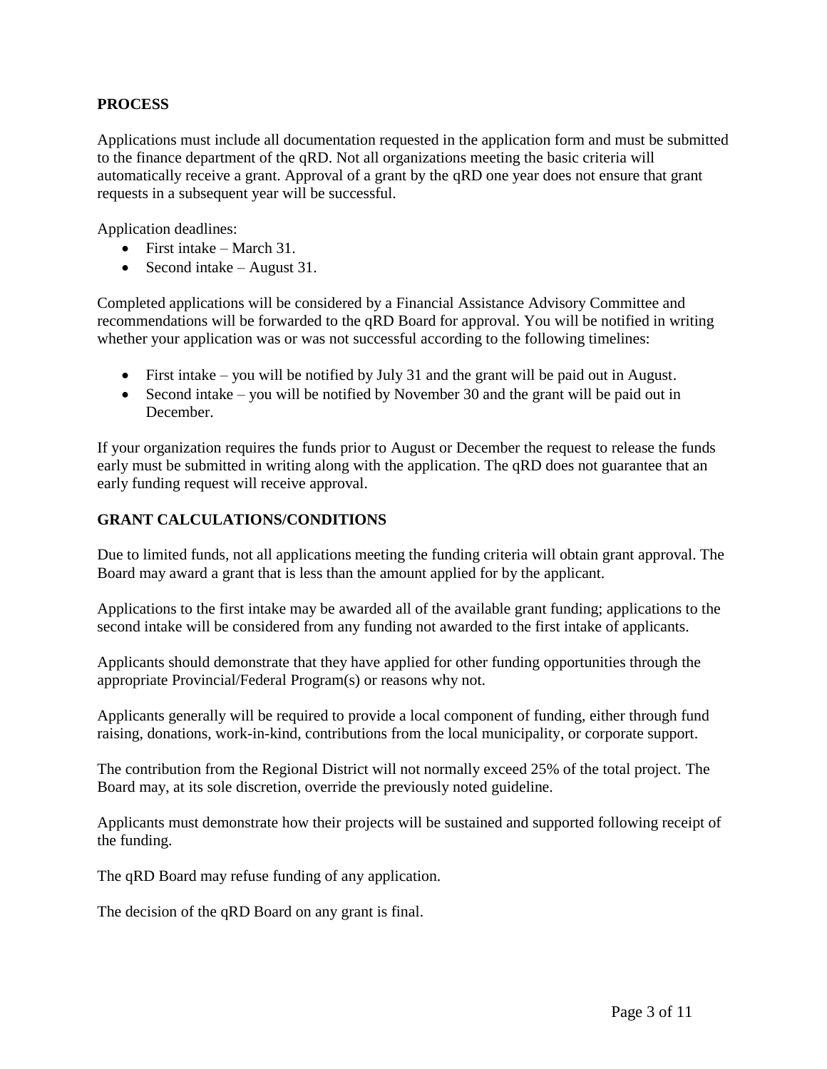## PROCESS

Applications must include all documentation requested in the application form and must be submitted to the finance department of the qRD. Not all organizations meeting the basic criteria will automatically receive a grant. Approval of a grant by the qRD one year does not ensure that grant requests in a subsequent year will be successful.

Application deadlines:

- First intake – March 31.
- Second intake – August 31.

Completed applications will be considered by a Financial Assistance Advisory Committee and recommendations will be forwarded to the qRD Board for approval. You will be notified in writing whether your application was or was not successful according to the following timelines:

- First intake – you will be notified by July 31 and the grant will be paid out in August.
- Second intake – you will be notified by November 30 and the grant will be paid out in December.

If your organization requires the funds prior to August or December the request to release the funds early must be submitted in writing along with the application. The qRD does not guarantee that an early funding request will receive approval.

## GRANT CALCULATIONS/CONDITIONS

Due to limited funds, not all applications meeting the funding criteria will obtain grant approval. The Board may award a grant that is less than the amount applied for by the applicant.

Applications to the first intake may be awarded all of the available grant funding; applications to the second intake will be considered from any funding not awarded to the first intake of applicants.

Applicants should demonstrate that they have applied for other funding opportunities through the appropriate Provincial/Federal Program(s) or reasons why not.

Applicants generally will be required to provide a local component of funding, either through fund raising, donations, work-in-kind, contributions from the local municipality, or corporate support.

The contribution from the Regional District will not normally exceed 25% of the total project. The Board may, at its sole discretion, override the previously noted guideline.

Applicants must demonstrate how their projects will be sustained and supported following receipt of the funding.

The qRD Board may refuse funding of any application.

The decision of the qRD Board on any grant is final.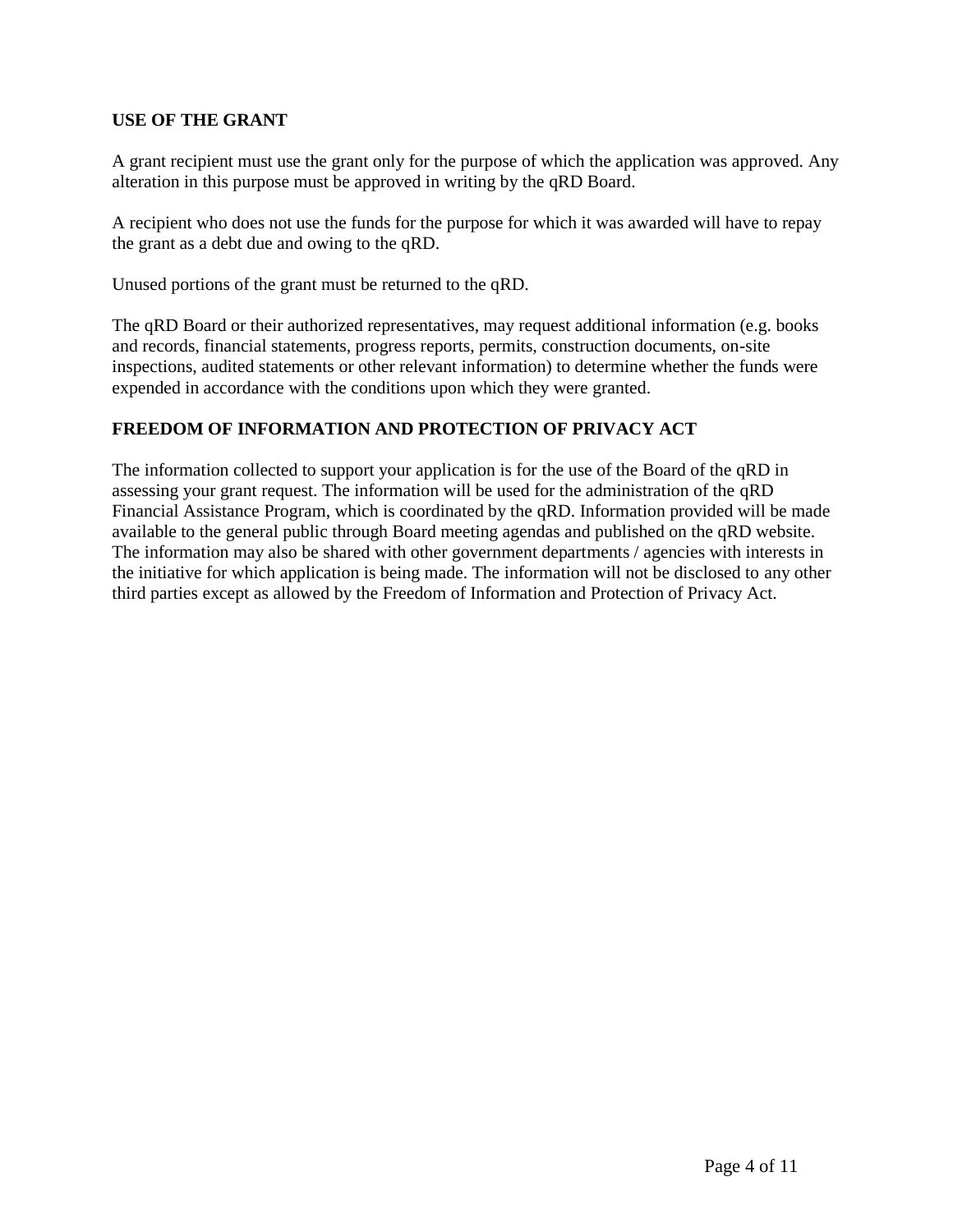## USE OF THE GRANT

A grant recipient must use the grant only for the purpose of which the application was approved. Any alteration in this purpose must be approved in writing by the qRD Board.

A recipient who does not use the funds for the purpose for which it was awarded will have to repay the grant as a debt due and owing to the qRD.

Unused portions of the grant must be returned to the qRD.

The qRD Board or their authorized representatives, may request additional information (e.g. books and records, financial statements, progress reports, permits, construction documents, on-site inspections, audited statements or other relevant information) to determine whether the funds were expended in accordance with the conditions upon which they were granted.

## FREEDOM OF INFORMATION AND PROTECTION OF PRIVACY ACT

The information collected to support your application is for the use of the Board of the qRD in assessing your grant request. The information will be used for the administration of the qRD Financial Assistance Program, which is coordinated by the qRD. Information provided will be made available to the general public through Board meeting agendas and published on the qRD website. The information may also be shared with other government departments / agencies with interests in the initiative for which application is being made. The information will not be disclosed to any other third parties except as allowed by the Freedom of Information and Protection of Privacy Act.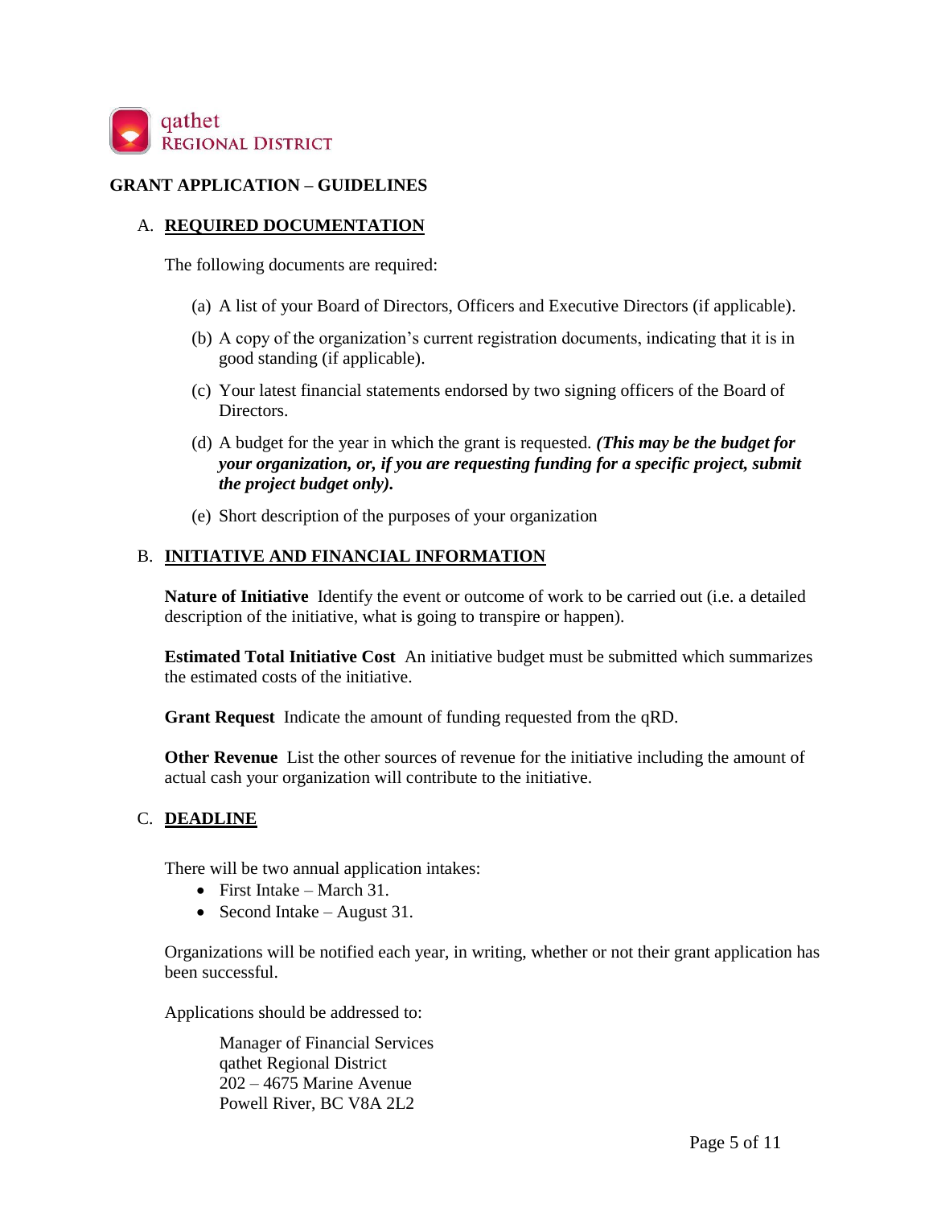qathet
REGIONAL DISTRICT

# GRANT APPLICATION – GUIDELINES

## A. REQUIRED DOCUMENTATION

The following documents are required:

(a) A list of your Board of Directors, Officers and Executive Directors (if applicable).

(b) A copy of the organization's current registration documents, indicating that it is in good standing (if applicable).

(c) Your latest financial statements endorsed by two signing officers of the Board of Directors.

(d) A budget for the year in which the grant is requested. ***(This may be the budget for your organization, or, if you are requesting funding for a specific project, submit the project budget only).***

(e) Short description of the purposes of your organization

## B. INITIATIVE AND FINANCIAL INFORMATION

**Nature of Initiative** Identify the event or outcome of work to be carried out (i.e. a detailed description of the initiative, what is going to transpire or happen).

**Estimated Total Initiative Cost** An initiative budget must be submitted which summarizes the estimated costs of the initiative.

**Grant Request** Indicate the amount of funding requested from the qRD.

**Other Revenue** List the other sources of revenue for the initiative including the amount of actual cash your organization will contribute to the initiative.

## C. DEADLINE

There will be two annual application intakes:

- First Intake – March 31.
- Second Intake – August 31.

Organizations will be notified each year, in writing, whether or not their grant application has been successful.

Applications should be addressed to:

Manager of Financial Services
qathet Regional District
202 – 4675 Marine Avenue
Powell River, BC V8A 2L2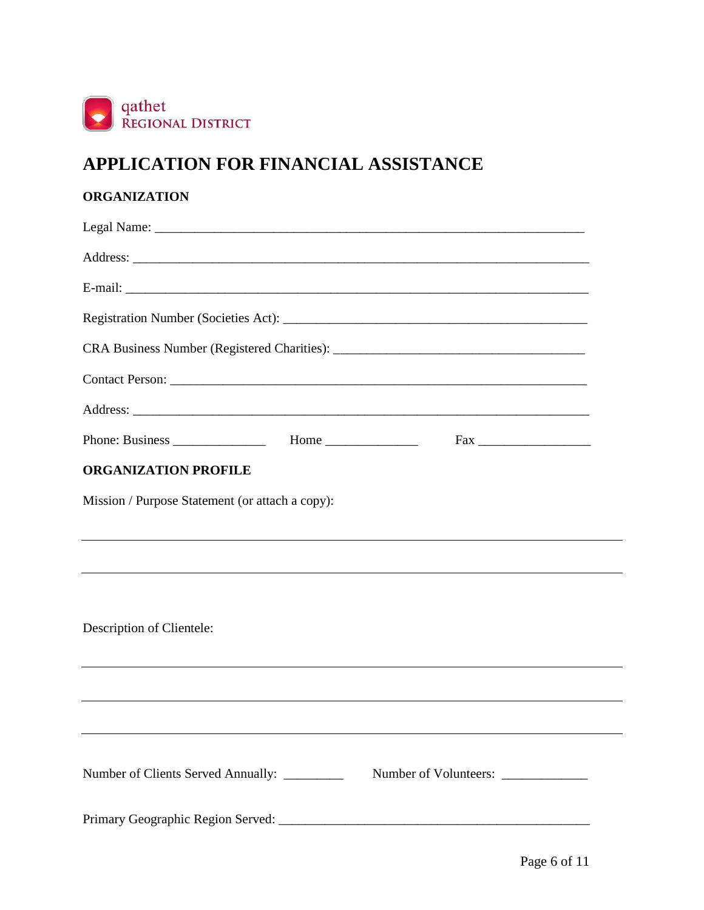qathet REGIONAL DISTRICT

# APPLICATION FOR FINANCIAL ASSISTANCE

## ORGANIZATION

Legal Name: ___________________________________________________________________

Address: _____________________________________________________________________

E-mail: ______________________________________________________________________

Registration Number (Societies Act): ______________________________________________

CRA Business Number (Registered Charities): ______________________________________

Contact Person: ________________________________________________________________

Address: _____________________________________________________________________

Phone: Business ______________ Home ______________ Fax _________________

## ORGANIZATION PROFILE

Mission / Purpose Statement (or attach a copy):

_______________________________________________________________________________

_______________________________________________________________________________

Description of Clientele:

_______________________________________________________________________________

_______________________________________________________________________________

_______________________________________________________________________________

Number of Clients Served Annually: _________ Number of Volunteers: _____________

Primary Geographic Region Served: ________________________________________________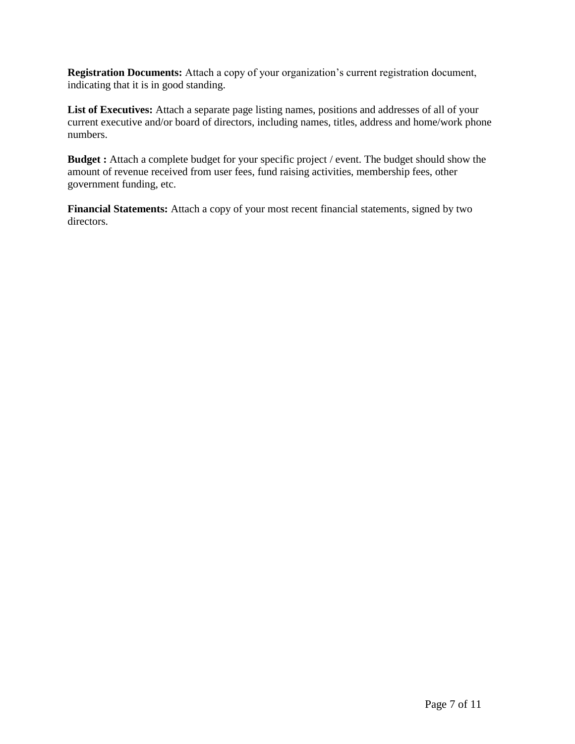**Registration Documents:** Attach a copy of your organization's current registration document, indicating that it is in good standing.

**List of Executives:** Attach a separate page listing names, positions and addresses of all of your current executive and/or board of directors, including names, titles, address and home/work phone numbers.

**Budget :** Attach a complete budget for your specific project / event. The budget should show the amount of revenue received from user fees, fund raising activities, membership fees, other government funding, etc.

**Financial Statements:** Attach a copy of your most recent financial statements, signed by two directors.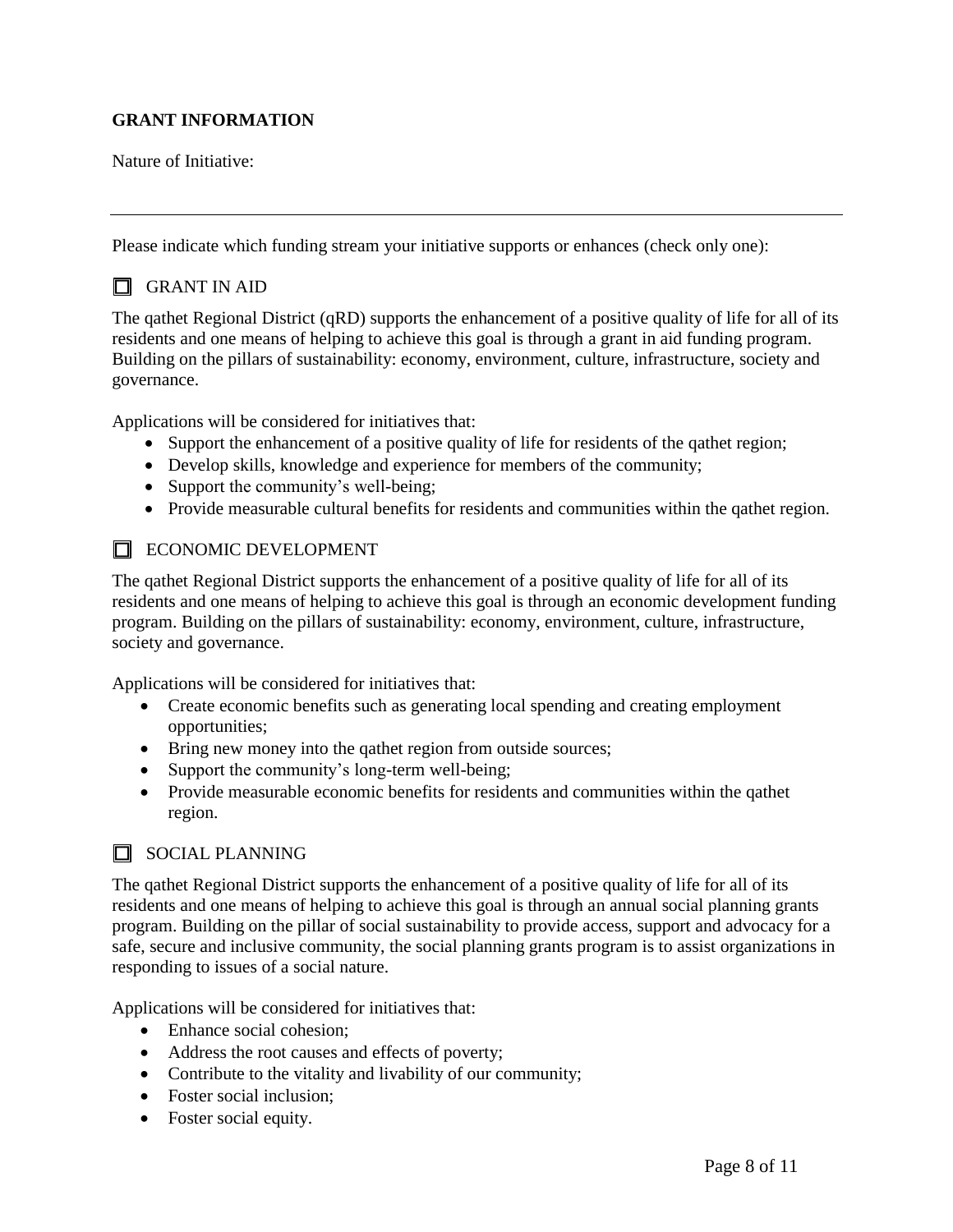**GRANT INFORMATION**

Nature of Initiative:

---

Please indicate which funding stream your initiative supports or enhances (check only one):

☐ GRANT IN AID

The qathet Regional District (qRD) supports the enhancement of a positive quality of life for all of its residents and one means of helping to achieve this goal is through a grant in aid funding program. Building on the pillars of sustainability: economy, environment, culture, infrastructure, society and governance.

Applications will be considered for initiatives that:

- Support the enhancement of a positive quality of life for residents of the qathet region;
- Develop skills, knowledge and experience for members of the community;
- Support the community's well-being;
- Provide measurable cultural benefits for residents and communities within the qathet region.

☐ ECONOMIC DEVELOPMENT

The qathet Regional District supports the enhancement of a positive quality of life for all of its residents and one means of helping to achieve this goal is through an economic development funding program. Building on the pillars of sustainability: economy, environment, culture, infrastructure, society and governance.

Applications will be considered for initiatives that:

- Create economic benefits such as generating local spending and creating employment opportunities;
- Bring new money into the qathet region from outside sources;
- Support the community's long-term well-being;
- Provide measurable economic benefits for residents and communities within the qathet region.

☐ SOCIAL PLANNING

The qathet Regional District supports the enhancement of a positive quality of life for all of its residents and one means of helping to achieve this goal is through an annual social planning grants program. Building on the pillar of social sustainability to provide access, support and advocacy for a safe, secure and inclusive community, the social planning grants program is to assist organizations in responding to issues of a social nature.

Applications will be considered for initiatives that:

- Enhance social cohesion;
- Address the root causes and effects of poverty;
- Contribute to the vitality and livability of our community;
- Foster social inclusion;
- Foster social equity.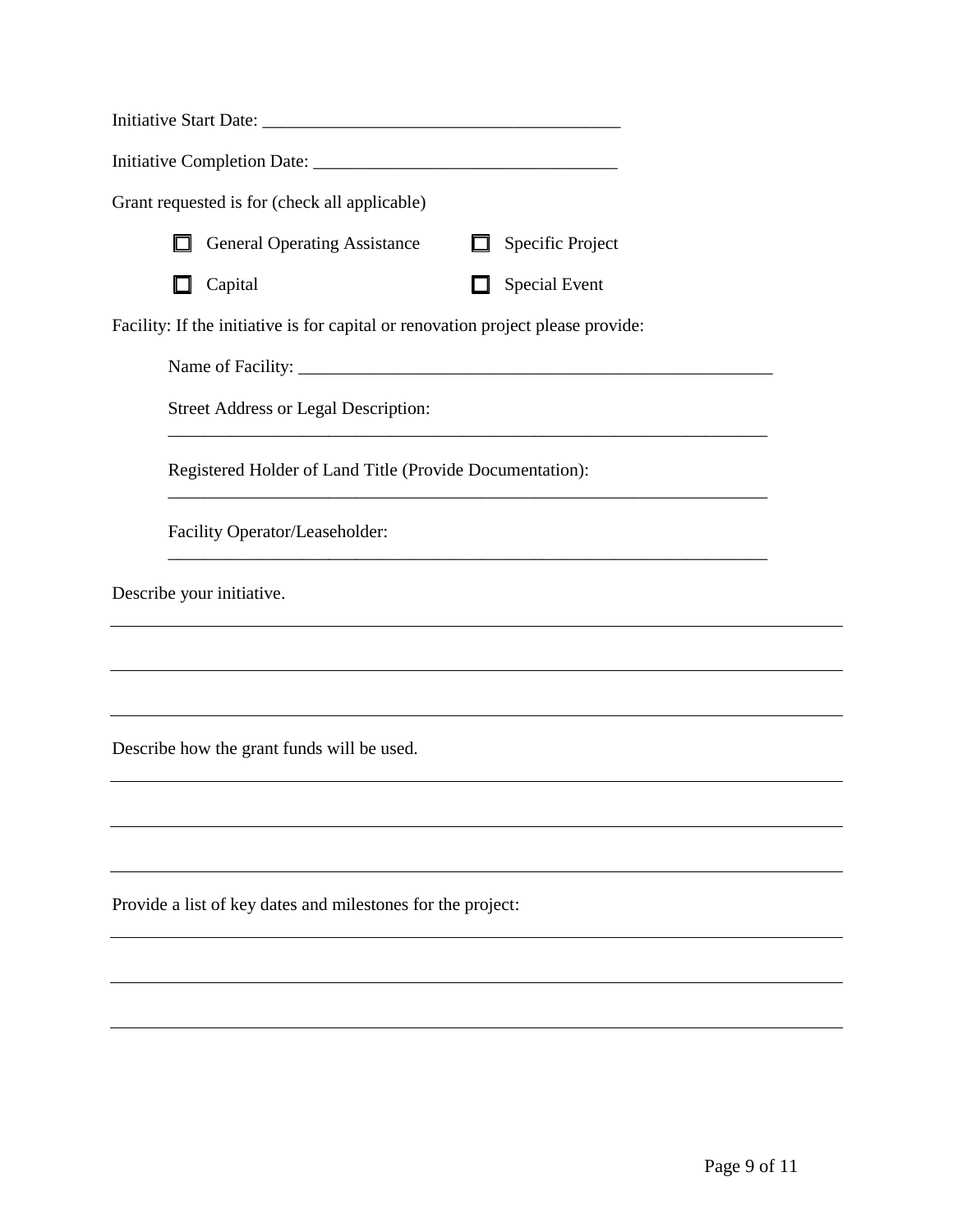Initiative Start Date: ________________________________________

Initiative Completion Date: _________________________________

Grant requested is for (check all applicable)

- ☐ General Operating Assistance
- ☐ Specific Project
- ☐ Capital
- ☐ Special Event

Facility: If the initiative is for capital or renovation project please provide:

Name of Facility: ______________________________________________________

Street Address or Legal Description:
_____________________________________________________________________

Registered Holder of Land Title (Provide Documentation):
_____________________________________________________________________

Facility Operator/Leaseholder:
_____________________________________________________________________

Describe your initiative.

_____________________________________________________________________

_____________________________________________________________________

_____________________________________________________________________

Describe how the grant funds will be used.

_____________________________________________________________________

_____________________________________________________________________

_____________________________________________________________________

Provide a list of key dates and milestones for the project:

_____________________________________________________________________

_____________________________________________________________________

_____________________________________________________________________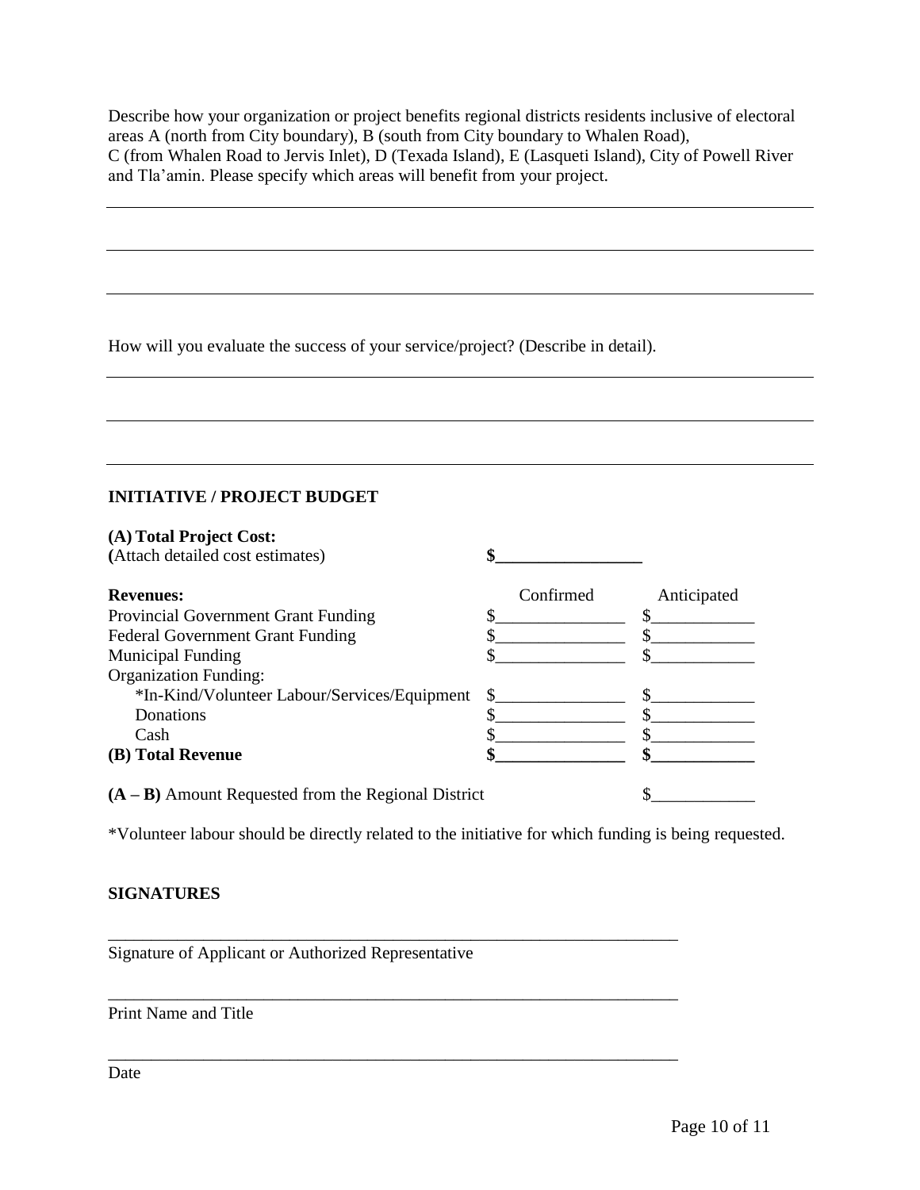Describe how your organization or project benefits regional districts residents inclusive of electoral areas A (north from City boundary), B (south from City boundary to Whalen Road), C (from Whalen Road to Jervis Inlet), D (Texada Island), E (Lasqueti Island), City of Powell River and Tla'amin. Please specify which areas will benefit from your project.

______________________________________________________________________

______________________________________________________________________

______________________________________________________________________

How will you evaluate the success of your service/project? (Describe in detail).

______________________________________________________________________

______________________________________________________________________

______________________________________________________________________

## INITIATIVE / PROJECT BUDGET

**(A) Total Project Cost:**
**(**Attach detailed cost estimates) **$_________________**

| **Revenues:** | Confirmed | Anticipated |
|---|---|---|
| Provincial Government Grant Funding | $_______________ | $____________ |
| Federal Government Grant Funding | $_______________ | $____________ |
| Municipal Funding | $_______________ | $____________ |
| Organization Funding: | | |
| *In-Kind/Volunteer Labour/Services/Equipment | $_______________ | $____________ |
| Donations | $_______________ | $____________ |
| Cash | $_______________ | $____________ |
| **(B) Total Revenue** | **$_______________** | **$____________** |

**(A – B)** Amount Requested from the Regional District $____________

*Volunteer labour should be directly related to the initiative for which funding is being requested.

## SIGNATURES

______________________________________________________________________
Signature of Applicant or Authorized Representative

______________________________________________________________________
Print Name and Title

______________________________________________________________________
Date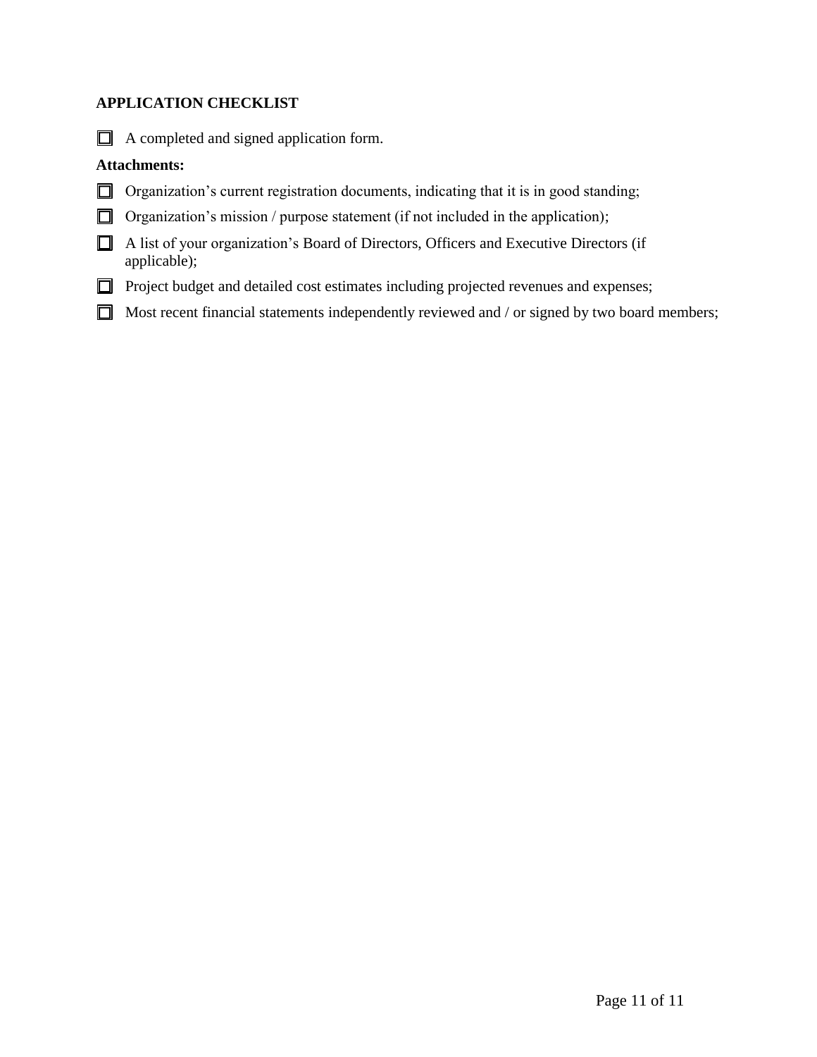**APPLICATION CHECKLIST**

- ☐ A completed and signed application form.

**Attachments:**

- ☐ Organization’s current registration documents, indicating that it is in good standing;
- ☐ Organization’s mission / purpose statement (if not included in the application);
- ☐ A list of your organization’s Board of Directors, Officers and Executive Directors (if applicable);
- ☐ Project budget and detailed cost estimates including projected revenues and expenses;
- ☐ Most recent financial statements independently reviewed and / or signed by two board members;